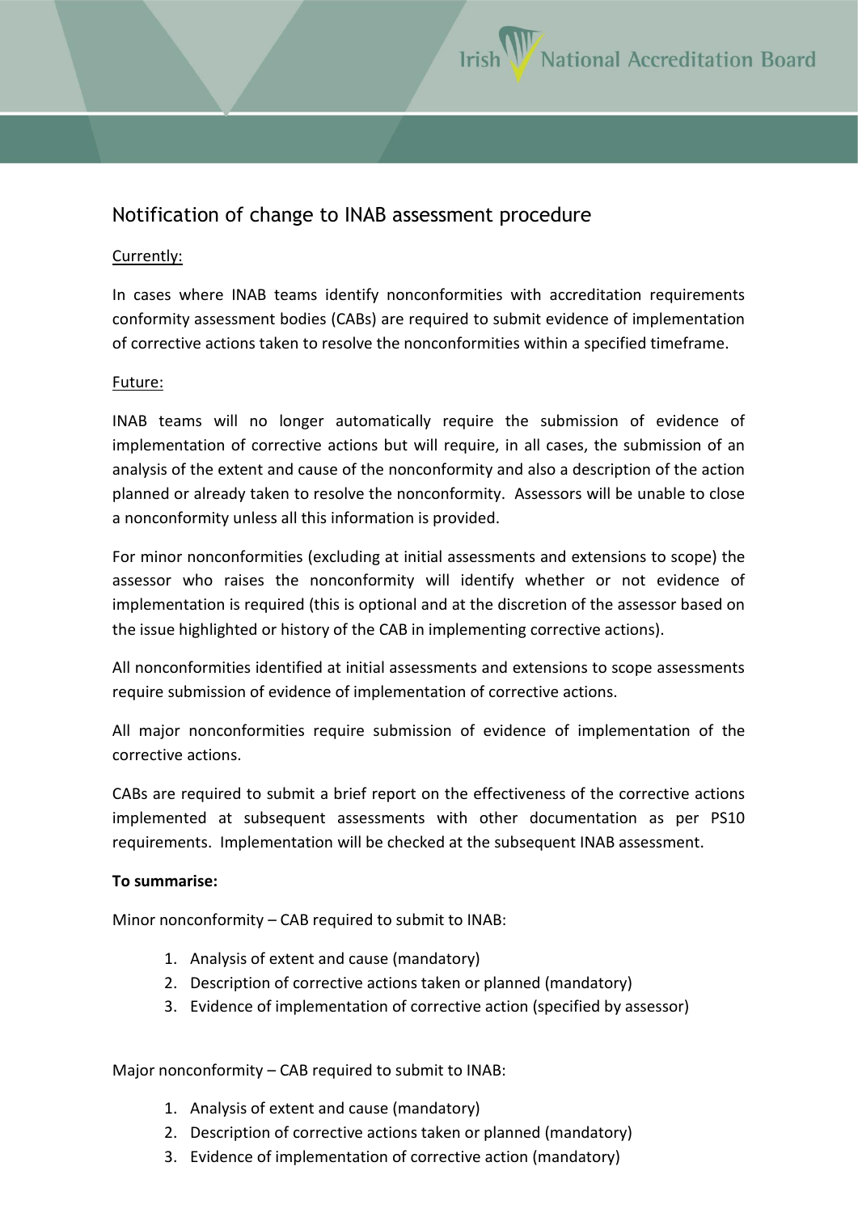# Notification of change to INAB assessment procedure

Currently:

In cases where INAB teams identify nonconformities with accreditation requirements conformity assessment bodies (CABs) are required to submit evidence of implementation of corrective actions taken to resolve the nonconformities within a specified timeframe.

Future:

INAB teams will no longer automatically require the submission of evidence of implementation of corrective actions but will require, in all cases, the submission of an analysis of the extent and cause of the nonconformity and also a description of the action planned or already taken to resolve the nonconformity. Assessors will be unable to close a nonconformity unless all this information is provided.

For minor nonconformities (excluding at initial assessments and extensions to scope) the assessor who raises the nonconformity will identify whether or not evidence of implementation is required (this is optional and at the discretion of the assessor based on the issue highlighted or history of the CAB in implementing corrective actions).

All nonconformities identified at initial assessments and extensions to scope assessments require submission of evidence of implementation of corrective actions.

All major nonconformities require submission of evidence of implementation of the corrective actions.

CABs are required to submit a brief report on the effectiveness of the corrective actions implemented at subsequent assessments with other documentation as per PS10 requirements. Implementation will be checked at the subsequent INAB assessment.

**To summarise:**

Minor nonconformity – CAB required to submit to INAB:

1. Analysis of extent and cause (mandatory)
2. Description of corrective actions taken or planned (mandatory)
3. Evidence of implementation of corrective action (specified by assessor)

Major nonconformity – CAB required to submit to INAB:

1. Analysis of extent and cause (mandatory)
2. Description of corrective actions taken or planned (mandatory)
3. Evidence of implementation of corrective action (mandatory)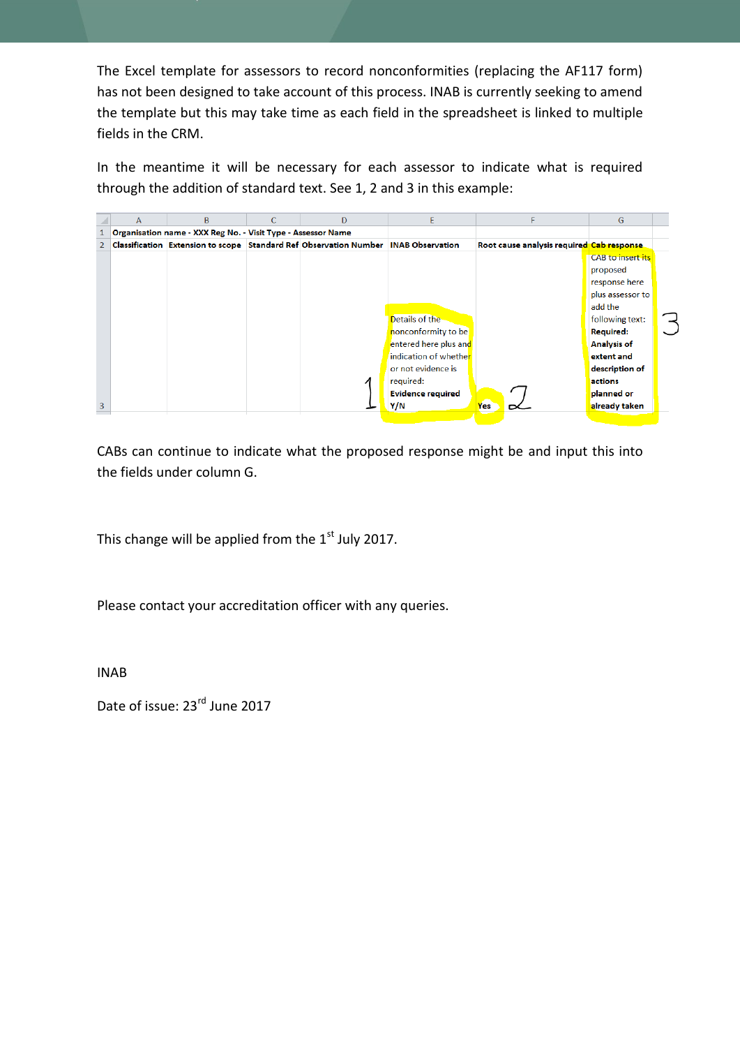The Excel template for assessors to record nonconformities (replacing the AF117 form) has not been designed to take account of this process. INAB is currently seeking to amend the template but this may take time as each field in the spreadsheet is linked to multiple fields in the CRM.

In the meantime it will be necessary for each assessor to indicate what is required through the addition of standard text. See 1, 2 and 3 in this example:

| | A | B | C | D | E | F | G |
|---|---|---|---|---|---|---|---|
| 1 | Organisation name - XXX Reg No. - Visit Type - Assessor Name | | | | | | |
| 2 | Classification | Extension to scope | Standard Ref | Observation Number | INAB Observation | Root cause analysis required | Cab response |
| 3 | | | | | Details of the nonconformity to be entered here plus and indication of whether or not evidence is required: **Evidence required Y/N** | **Yes** | CAB to insert its proposed response here plus assessor to add the following text: **Required: Analysis of extent and description of actions planned or already taken** |

1 2 3

CABs can continue to indicate what the proposed response might be and input this into the fields under column G.

This change will be applied from the 1st July 2017.

Please contact your accreditation officer with any queries.

INAB

Date of issue: 23rd June 2017